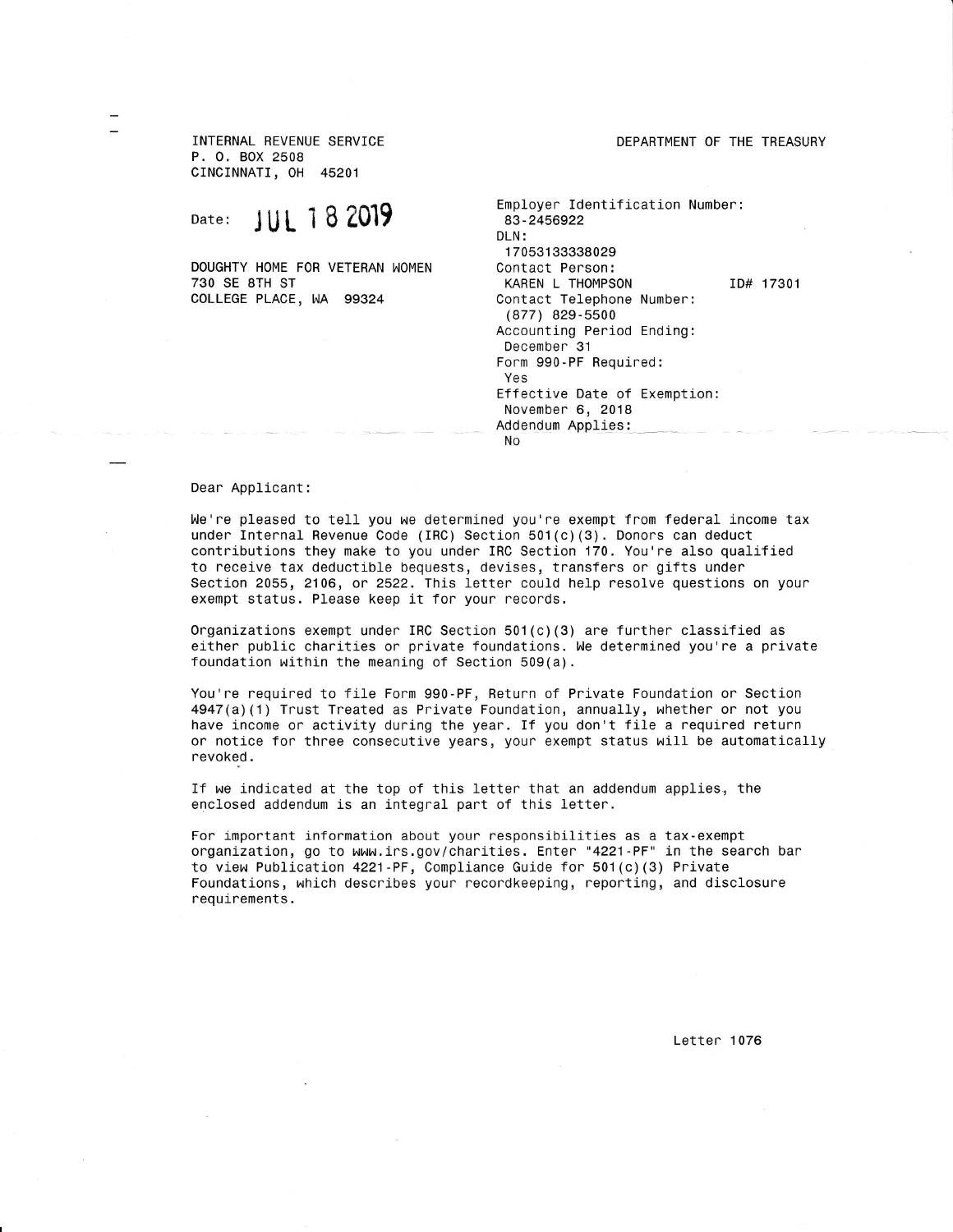INTERNAL REVENUE SERVICE
P. O. BOX 2508
CINCINNATI, OH 45201

DEPARTMENT OF THE TREASURY

Date: JUL 18 2019

DOUGHTY HOME FOR VETERAN WOMEN
730 SE 8TH ST
COLLEGE PLACE, WA 99324

Employer Identification Number:
83-2456922
DLN:
17053133338029
Contact Person:
KAREN L THOMPSON ID# 17301
Contact Telephone Number:
(877) 829-5500
Accounting Period Ending:
December 31
Form 990-PF Required:
Yes
Effective Date of Exemption:
November 6, 2018
Addendum Applies:
No

Dear Applicant:

We're pleased to tell you we determined you're exempt from federal income tax under Internal Revenue Code (IRC) Section 501(c)(3). Donors can deduct contributions they make to you under IRC Section 170. You're also qualified to receive tax deductible bequests, devises, transfers or gifts under Section 2055, 2106, or 2522. This letter could help resolve questions on your exempt status. Please keep it for your records.

Organizations exempt under IRC Section 501(c)(3) are further classified as either public charities or private foundations. We determined you're a private foundation within the meaning of Section 509(a).

You're required to file Form 990-PF, Return of Private Foundation or Section 4947(a)(1) Trust Treated as Private Foundation, annually, whether or not you have income or activity during the year. If you don't file a required return or notice for three consecutive years, your exempt status will be automatically revoked.

If we indicated at the top of this letter that an addendum applies, the enclosed addendum is an integral part of this letter.

For important information about your responsibilities as a tax-exempt organization, go to www.irs.gov/charities. Enter "4221-PF" in the search bar to view Publication 4221-PF, Compliance Guide for 501(c)(3) Private Foundations, which describes your recordkeeping, reporting, and disclosure requirements.

Letter 1076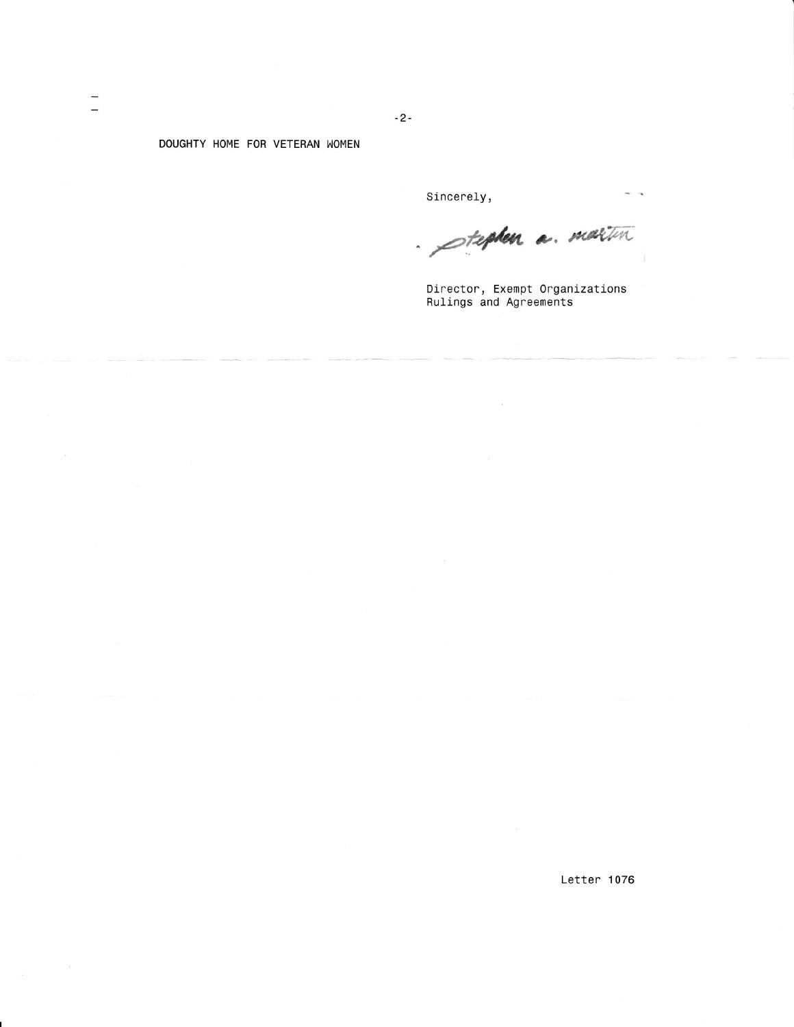DOUGHTY HOME FOR VETERAN WOMEN

Sincerely,

stephen a. martin

Director, Exempt Organizations
Rulings and Agreements

Letter 1076